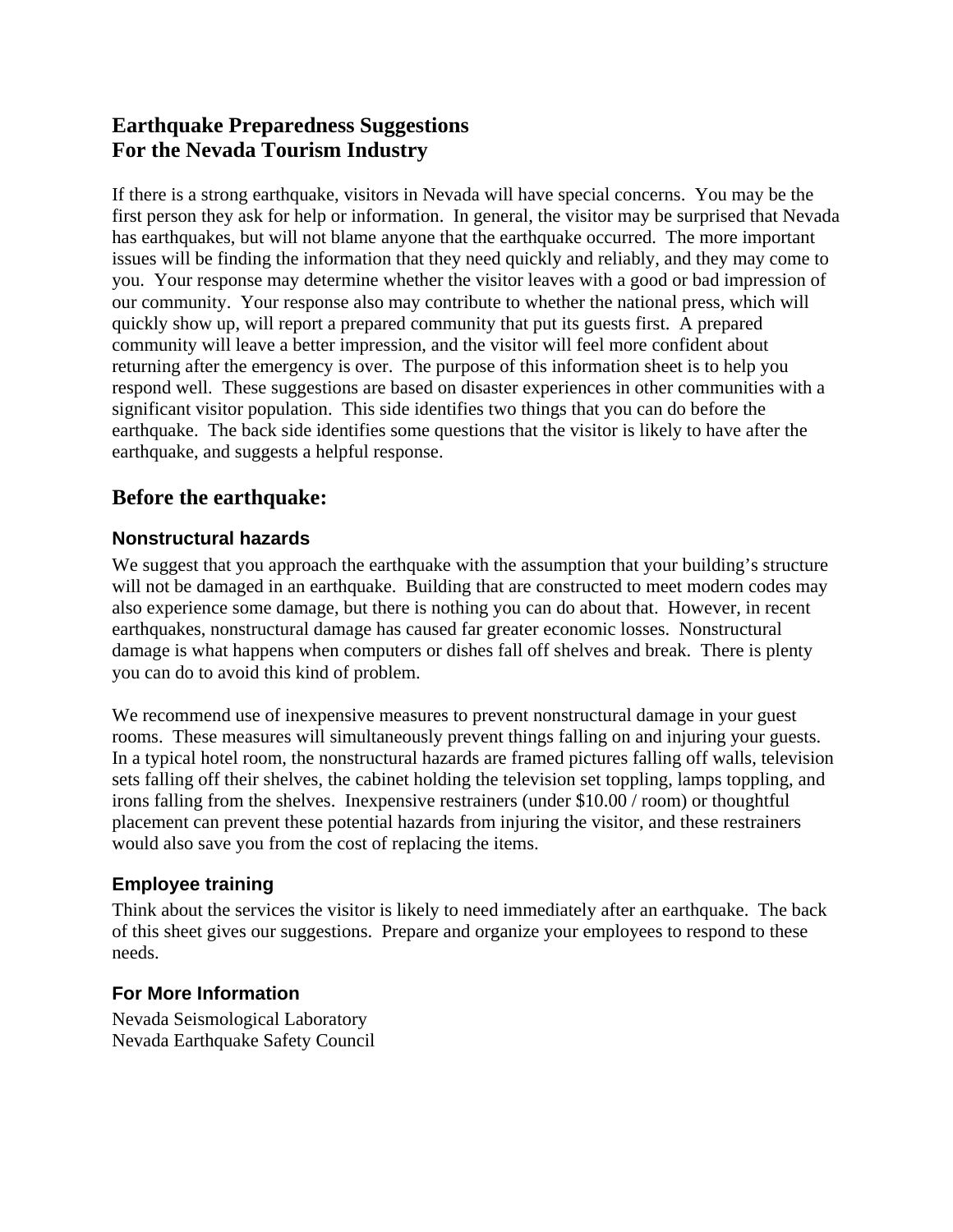# Earthquake Preparedness Suggestions
# For the Nevada Tourism Industry

If there is a strong earthquake, visitors in Nevada will have special concerns. You may be the first person they ask for help or information. In general, the visitor may be surprised that Nevada has earthquakes, but will not blame anyone that the earthquake occurred. The more important issues will be finding the information that they need quickly and reliably, and they may come to you. Your response may determine whether the visitor leaves with a good or bad impression of our community. Your response also may contribute to whether the national press, which will quickly show up, will report a prepared community that put its guests first. A prepared community will leave a better impression, and the visitor will feel more confident about returning after the emergency is over. The purpose of this information sheet is to help you respond well. These suggestions are based on disaster experiences in other communities with a significant visitor population. This side identifies two things that you can do before the earthquake. The back side identifies some questions that the visitor is likely to have after the earthquake, and suggests a helpful response.

## Before the earthquake:

### Nonstructural hazards

We suggest that you approach the earthquake with the assumption that your building's structure will not be damaged in an earthquake. Building that are constructed to meet modern codes may also experience some damage, but there is nothing you can do about that. However, in recent earthquakes, nonstructural damage has caused far greater economic losses. Nonstructural damage is what happens when computers or dishes fall off shelves and break. There is plenty you can do to avoid this kind of problem.

We recommend use of inexpensive measures to prevent nonstructural damage in your guest rooms. These measures will simultaneously prevent things falling on and injuring your guests. In a typical hotel room, the nonstructural hazards are framed pictures falling off walls, television sets falling off their shelves, the cabinet holding the television set toppling, lamps toppling, and irons falling from the shelves. Inexpensive restrainers (under $10.00 / room) or thoughtful placement can prevent these potential hazards from injuring the visitor, and these restrainers would also save you from the cost of replacing the items.

### Employee training

Think about the services the visitor is likely to need immediately after an earthquake. The back of this sheet gives our suggestions. Prepare and organize your employees to respond to these needs.

### For More Information

Nevada Seismological Laboratory
Nevada Earthquake Safety Council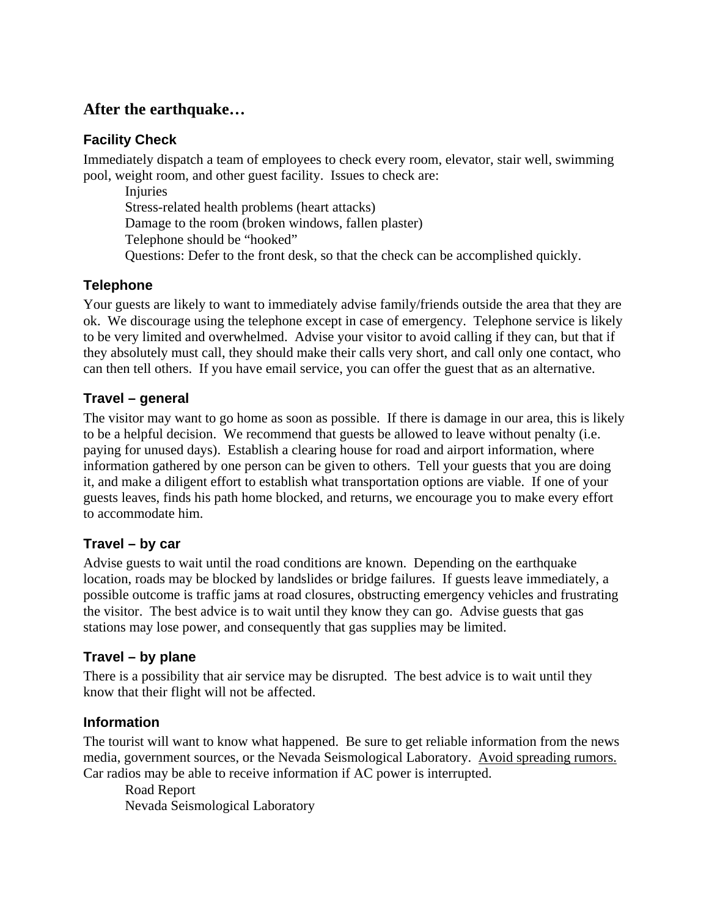## After the earthquake…

### Facility Check

Immediately dispatch a team of employees to check every room, elevator, stair well, swimming pool, weight room, and other guest facility. Issues to check are:

- Injuries
- Stress-related health problems (heart attacks)
- Damage to the room (broken windows, fallen plaster)
- Telephone should be "hooked"
- Questions: Defer to the front desk, so that the check can be accomplished quickly.

### Telephone

Your guests are likely to want to immediately advise family/friends outside the area that they are ok. We discourage using the telephone except in case of emergency. Telephone service is likely to be very limited and overwhelmed. Advise your visitor to avoid calling if they can, but that if they absolutely must call, they should make their calls very short, and call only one contact, who can then tell others. If you have email service, you can offer the guest that as an alternative.

### Travel – general

The visitor may want to go home as soon as possible. If there is damage in our area, this is likely to be a helpful decision. We recommend that guests be allowed to leave without penalty (i.e. paying for unused days). Establish a clearing house for road and airport information, where information gathered by one person can be given to others. Tell your guests that you are doing it, and make a diligent effort to establish what transportation options are viable. If one of your guests leaves, finds his path home blocked, and returns, we encourage you to make every effort to accommodate him.

### Travel – by car

Advise guests to wait until the road conditions are known. Depending on the earthquake location, roads may be blocked by landslides or bridge failures. If guests leave immediately, a possible outcome is traffic jams at road closures, obstructing emergency vehicles and frustrating the visitor. The best advice is to wait until they know they can go. Advise guests that gas stations may lose power, and consequently that gas supplies may be limited.

### Travel – by plane

There is a possibility that air service may be disrupted. The best advice is to wait until they know that their flight will not be affected.

### Information

The tourist will want to know what happened. Be sure to get reliable information from the news media, government sources, or the Nevada Seismological Laboratory. <u>Avoid spreading rumors.</u> Car radios may be able to receive information if AC power is interrupted.

- Road Report
- Nevada Seismological Laboratory